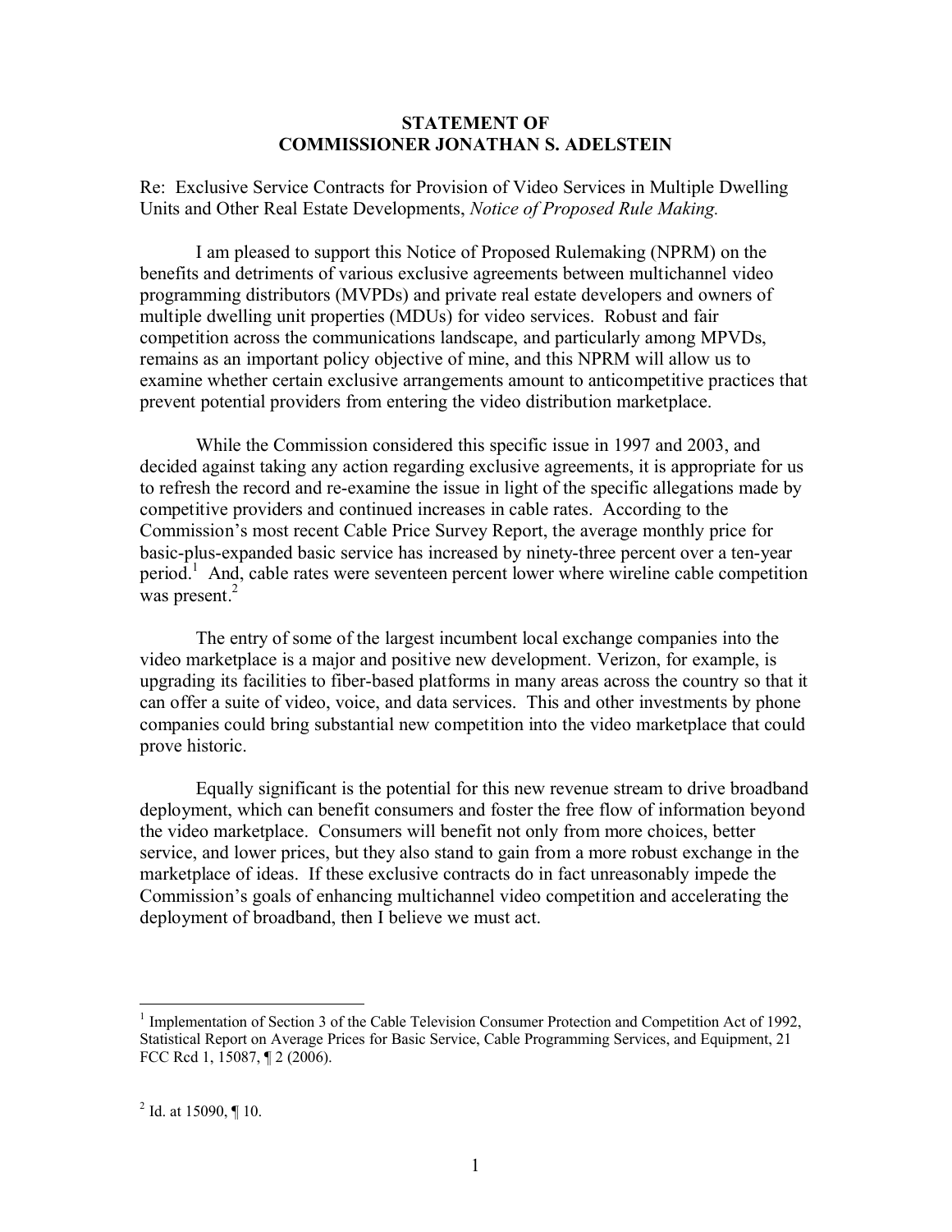**STATEMENT OF**
**COMMISSIONER JONATHAN S. ADELSTEIN**

Re: Exclusive Service Contracts for Provision of Video Services in Multiple Dwelling Units and Other Real Estate Developments, *Notice of Proposed Rule Making.*

I am pleased to support this Notice of Proposed Rulemaking (NPRM) on the benefits and detriments of various exclusive agreements between multichannel video programming distributors (MVPDs) and private real estate developers and owners of multiple dwelling unit properties (MDUs) for video services. Robust and fair competition across the communications landscape, and particularly among MPVDs, remains as an important policy objective of mine, and this NPRM will allow us to examine whether certain exclusive arrangements amount to anticompetitive practices that prevent potential providers from entering the video distribution marketplace.

While the Commission considered this specific issue in 1997 and 2003, and decided against taking any action regarding exclusive agreements, it is appropriate for us to refresh the record and re-examine the issue in light of the specific allegations made by competitive providers and continued increases in cable rates. According to the Commission's most recent Cable Price Survey Report, the average monthly price for basic-plus-expanded basic service has increased by ninety-three percent over a ten-year period.[1] And, cable rates were seventeen percent lower where wireline cable competition was present.[2]

The entry of some of the largest incumbent local exchange companies into the video marketplace is a major and positive new development. Verizon, for example, is upgrading its facilities to fiber-based platforms in many areas across the country so that it can offer a suite of video, voice, and data services. This and other investments by phone companies could bring substantial new competition into the video marketplace that could prove historic.

Equally significant is the potential for this new revenue stream to drive broadband deployment, which can benefit consumers and foster the free flow of information beyond the video marketplace. Consumers will benefit not only from more choices, better service, and lower prices, but they also stand to gain from a more robust exchange in the marketplace of ideas. If these exclusive contracts do in fact unreasonably impede the Commission's goals of enhancing multichannel video competition and accelerating the deployment of broadband, then I believe we must act.

---

[1] Implementation of Section 3 of the Cable Television Consumer Protection and Competition Act of 1992, Statistical Report on Average Prices for Basic Service, Cable Programming Services, and Equipment, 21 FCC Rcd 1, 15087, ¶ 2 (2006).

[2] Id. at 15090, ¶ 10.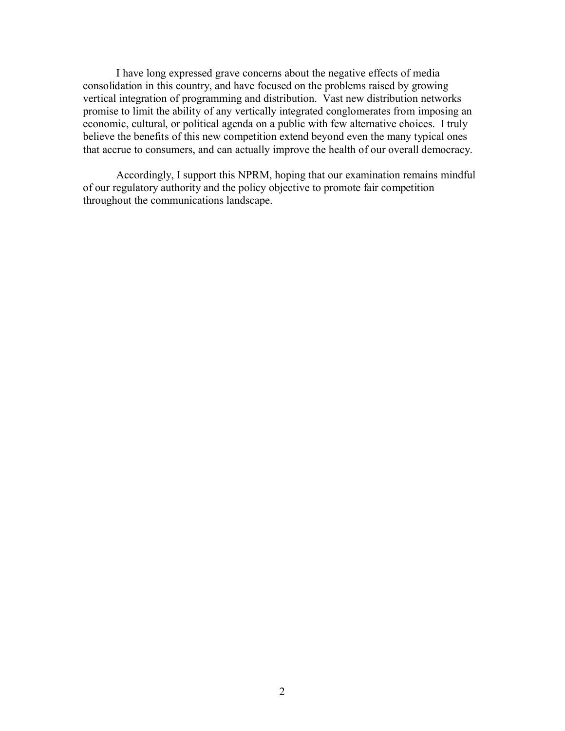I have long expressed grave concerns about the negative effects of media consolidation in this country, and have focused on the problems raised by growing vertical integration of programming and distribution. Vast new distribution networks promise to limit the ability of any vertically integrated conglomerates from imposing an economic, cultural, or political agenda on a public with few alternative choices. I truly believe the benefits of this new competition extend beyond even the many typical ones that accrue to consumers, and can actually improve the health of our overall democracy.

Accordingly, I support this NPRM, hoping that our examination remains mindful of our regulatory authority and the policy objective to promote fair competition throughout the communications landscape.